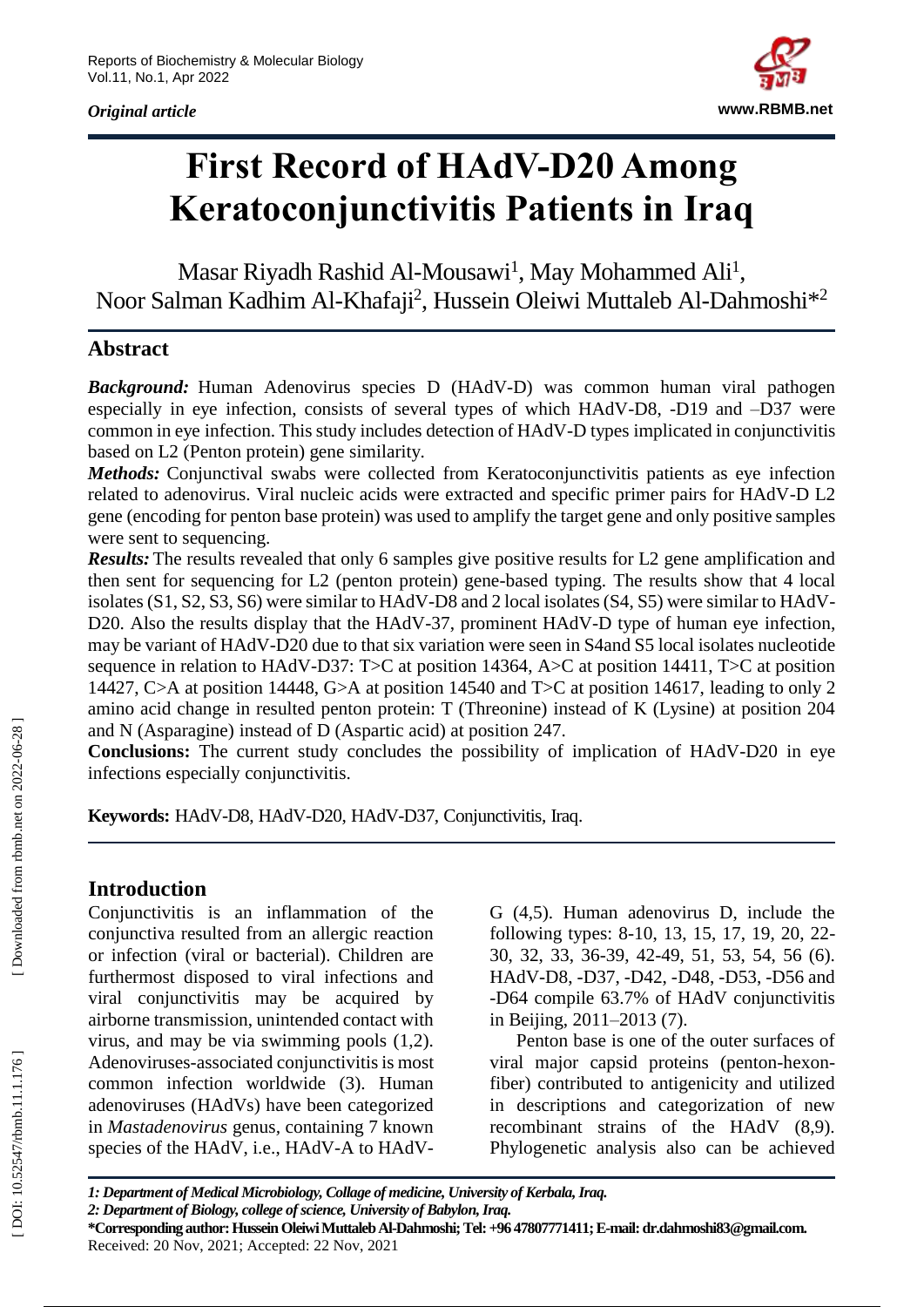*Original article*

# First Record of HAdV-D20 Among Keratoconjunctivitis Patients in Iraq

Masar Riyadh Rashid Al-Mousawi[1], May Mohammed Ali[1], Noor Salman Kadhim Al-Khafaji[2], Hussein Oleiwi Muttaleb Al-Dahmoshi*[2]

## Abstract

***Background:*** Human Adenovirus species D (HAdV-D) was common human viral pathogen especially in eye infection, consists of several types of which HAdV-D8, -D19 and –D37 were common in eye infection. This study includes detection of HAdV-D types implicated in conjunctivitis based on L2 (Penton protein) gene similarity.

***Methods:*** Conjunctival swabs were collected from Keratoconjunctivitis patients as eye infection related to adenovirus. Viral nucleic acids were extracted and specific primer pairs for HAdV-D L2 gene (encoding for penton base protein) was used to amplify the target gene and only positive samples were sent to sequencing.

***Results:*** The results revealed that only 6 samples give positive results for L2 gene amplification and then sent for sequencing for L2 (penton protein) gene-based typing. The results show that 4 local isolates (S1, S2, S3, S6) were similar to HAdV-D8 and 2 local isolates (S4, S5) were similar to HAdV-D20. Also the results display that the HAdV-37, prominent HAdV-D type of human eye infection, may be variant of HAdV-D20 due to that six variation were seen in S4and S5 local isolates nucleotide sequence in relation to HAdV-D37: T>C at position 14364, A>C at position 14411, T>C at position 14427, C>A at position 14448, G>A at position 14540 and T>C at position 14617, leading to only 2 amino acid change in resulted penton protein: T (Threonine) instead of K (Lysine) at position 204 and N (Asparagine) instead of D (Aspartic acid) at position 247.

**Conclusions:** The current study concludes the possibility of implication of HAdV-D20 in eye infections especially conjunctivitis.

**Keywords:** HAdV-D8, HAdV-D20, HAdV-D37, Conjunctivitis, Iraq.

## Introduction

Conjunctivitis is an inflammation of the conjunctiva resulted from an allergic reaction or infection (viral or bacterial). Children are furthermost disposed to viral infections and viral conjunctivitis may be acquired by airborne transmission, unintended contact with virus, and may be via swimming pools (1,2). Adenoviruses-associated conjunctivitis is most common infection worldwide (3). Human adenoviruses (HAdVs) have been categorized in *Mastadenovirus* genus, containing 7 known species of the HAdV, i.e., HAdV-A to HAdV-G (4,5). Human adenovirus D, include the following types: 8-10, 13, 15, 17, 19, 20, 22-30, 32, 33, 36-39, 42-49, 51, 53, 54, 56 (6). HAdV-D8, -D37, -D42, -D48, -D53, -D56 and -D64 compile 63.7% of HAdV conjunctivitis in Beijing, 2011–2013 (7).

Penton base is one of the outer surfaces of viral major capsid proteins (penton-hexon-fiber) contributed to antigenicity and utilized in descriptions and categorization of new recombinant strains of the HAdV (8,9). Phylogenetic analysis also can be achieved

*1: Department of Medical Microbiology, Collage of medicine, University of Kerbala, Iraq.*

*2: Department of Biology, college of science, University of Babylon, Iraq.*

***Corresponding author: Hussein Oleiwi Muttaleb Al-Dahmoshi; Tel: +96 47807771411; E-mail: dr.dahmoshi83@gmail.com.**

Received: 20 Nov, 2021; Accepted: 22 Nov, 2021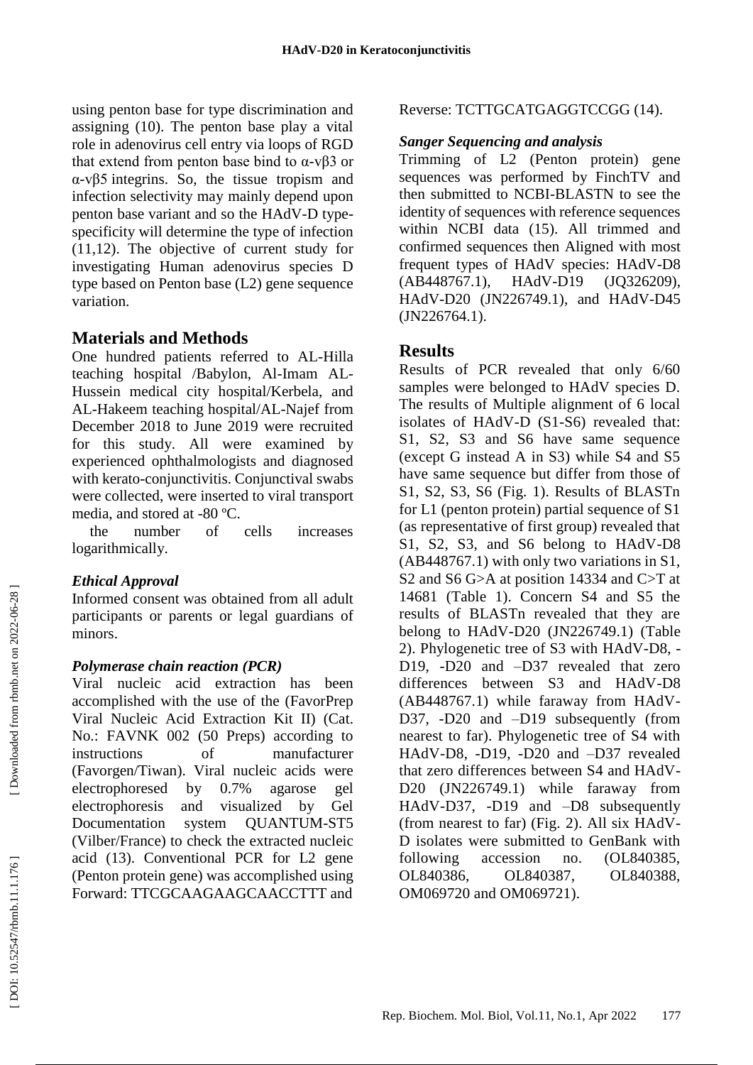using penton base for type discrimination and assigning (10). The penton base play a vital role in adenovirus cell entry via loops of RGD that extend from penton base bind to α-vβ3 or α-vβ5 integrins. So, the tissue tropism and infection selectivity may mainly depend upon penton base variant and so the HAdV-D type-specificity will determine the type of infection (11,12). The objective of current study for investigating Human adenovirus species D type based on Penton base (L2) gene sequence variation.

## Materials and Methods

One hundred patients referred to AL-Hilla teaching hospital /Babylon, Al-Imam AL-Hussein medical city hospital/Kerbela, and AL-Hakeem teaching hospital/AL-Najef from December 2018 to June 2019 were recruited for this study. All were examined by experienced ophthalmologists and diagnosed with kerato-conjunctivitis. Conjunctival swabs were collected, were inserted to viral transport media, and stored at -80 ºC.

the number of cells increases logarithmically.

### *Ethical Approval*

Informed consent was obtained from all adult participants or parents or legal guardians of minors.

### *Polymerase chain reaction (PCR)*

Viral nucleic acid extraction has been accomplished with the use of the (FavorPrep Viral Nucleic Acid Extraction Kit II) (Cat. No.: FAVNK 002 (50 Preps) according to instructions of manufacturer (Favorgen/Tiwan). Viral nucleic acids were electrophoresed by 0.7% agarose gel electrophoresis and visualized by Gel Documentation system QUANTUM-ST5 (Vilber/France) to check the extracted nucleic acid (13). Conventional PCR for L2 gene (Penton protein gene) was accomplished using Forward: TTCGCAAGAAGCAACCTTT and Reverse: TCTTGCATGAGGTCCGG (14).

### *Sanger Sequencing and analysis*

Trimming of L2 (Penton protein) gene sequences was performed by FinchTV and then submitted to NCBI-BLASTN to see the identity of sequences with reference sequences within NCBI data (15). All trimmed and confirmed sequences then Aligned with most frequent types of HAdV species: HAdV-D8 (AB448767.1), HAdV-D19 (JQ326209), HAdV-D20 (JN226749.1), and HAdV-D45 (JN226764.1).

## Results

Results of PCR revealed that only 6/60 samples were belonged to HAdV species D. The results of Multiple alignment of 6 local isolates of HAdV-D (S1-S6) revealed that: S1, S2, S3 and S6 have same sequence (except G instead A in S3) while S4 and S5 have same sequence but differ from those of S1, S2, S3, S6 (Fig. 1). Results of BLASTn for L1 (penton protein) partial sequence of S1 (as representative of first group) revealed that S1, S2, S3, and S6 belong to HAdV-D8 (AB448767.1) with only two variations in S1, S2 and S6 G>A at position 14334 and C>T at 14681 (Table 1). Concern S4 and S5 the results of BLASTn revealed that they are belong to HAdV-D20 (JN226749.1) (Table 2). Phylogenetic tree of S3 with HAdV-D8, -D19, -D20 and –D37 revealed that zero differences between S3 and HAdV-D8 (AB448767.1) while faraway from HAdV-D37, -D20 and –D19 subsequently (from nearest to far). Phylogenetic tree of S4 with HAdV-D8, -D19, -D20 and –D37 revealed that zero differences between S4 and HAdV-D20 (JN226749.1) while faraway from HAdV-D37, -D19 and –D8 subsequently (from nearest to far) (Fig. 2). All six HAdV-D isolates were submitted to GenBank with following accession no. (OL840385, OL840386, OL840387, OL840388, OM069720 and OM069721).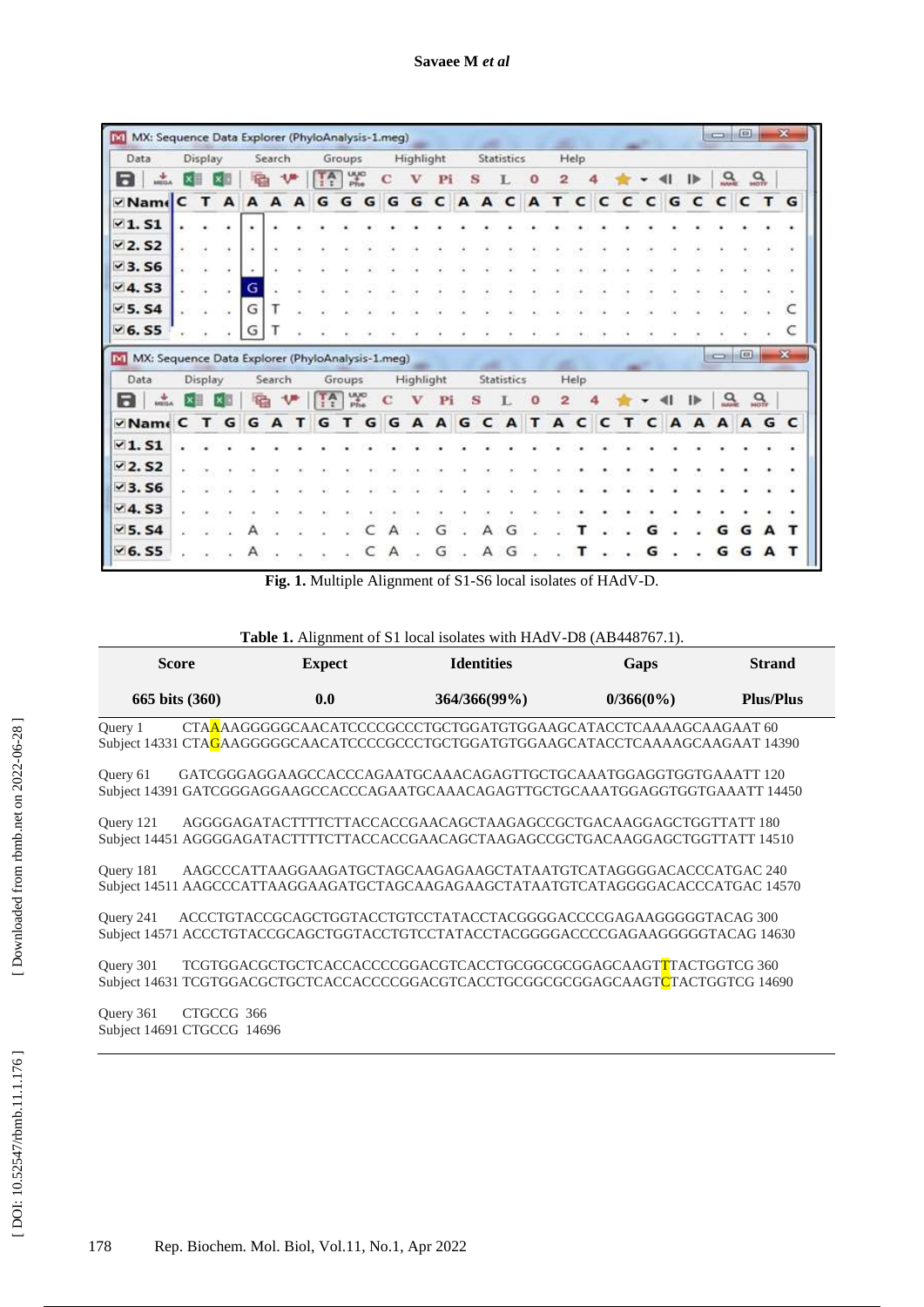**Fig. 1.** Multiple Alignment of S1-S6 local isolates of HAdV-D.

**Table 1.** Alignment of S1 local isolates with HAdV-D8 (AB448767.1).

| Score | Expect | Identities | Gaps | Strand |
|---|---|---|---|---|
| 665 bits (360) | 0.0 | 364/366(99%) | 0/366(0%) | Plus/Plus |

```
Query 1        CTAAAAGGGGGCAACATCCCCGCCCTGCTGGATGTGGAAGCATACCTCAAAAGCAAGAAT 60
Subject 14331  CTAGAAGGGGGCAACATCCCCGCCCTGCTGGATGTGGAAGCATACCTCAAAAGCAAGAAT 14390

Query 61       GATCGGGAGGAAGCCACCCAGAATGCAAACAGAGTTGCTGCAAATGGAGGTGGTGAAATT 120
Subject 14391  GATCGGGAGGAAGCCACCCAGAATGCAAACAGAGTTGCTGCAAATGGAGGTGGTGAAATT 14450

Query 121      AGGGGAGATACTTTTCTTACCACCGAACAGCTAAGAGCCGCTGACAAGGAGCTGGTTATT 180
Subject 14451  AGGGGAGATACTTTTCTTACCACCGAACAGCTAAGAGCCGCTGACAAGGAGCTGGTTATT 14510

Query 181      AAGCCCATTAAGGAAGATGCTAGCAAGAGAAGCTATAATGTCATAGGGGACACCCATGAC 240
Subject 14511  AAGCCCATTAAGGAAGATGCTAGCAAGAGAAGCTATAATGTCATAGGGGACACCCATGAC 14570

Query 241      ACCCTGTACCGCAGCTGGTACCTGTCCTATACCTACGGGGACCCCGAGAAGGGGGTACAG 300
Subject 14571  ACCCTGTACCGCAGCTGGTACCTGTCCTATACCTACGGGGACCCCGAGAAGGGGGTACAG 14630

Query 301      TCGTGGACGCTGCTCACCACCCCGGACGTCACCTGCGGCGCGGAGCAAGTTTACTGGTCG 360
Subject 14631  TCGTGGACGCTGCTCACCACCCCGGACGTCACCTGCGGCGCGGAGCAAGTCTACTGGTCG 14690

Query 361      CTGCCG  366
Subject 14691  CTGCCG  14696
```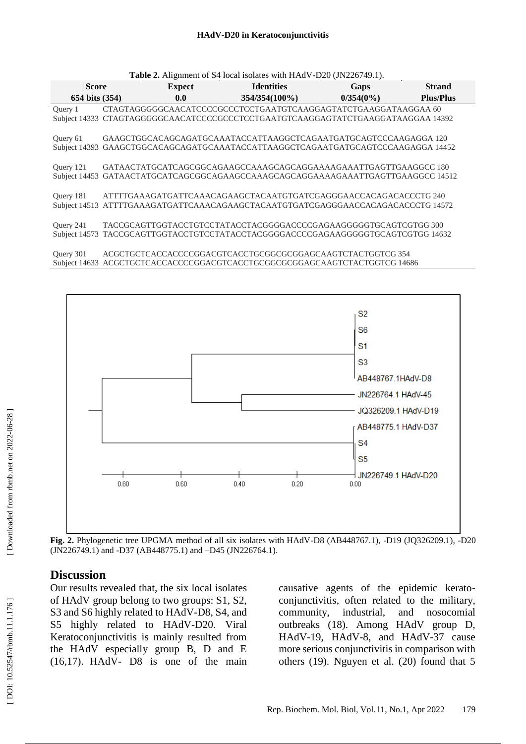**Table 2.** Alignment of S4 local isolates with HAdV-D20 (JN226749.1).

| Score | Expect | Identities | Gaps | Strand |
|---|---|---|---|---|
| 654 bits (354) | 0.0 | 354/354(100%) | 0/354(0%) | Plus/Plus |

```
Query 1        CTAGTAGGGGGCAACATCCCCGCCCTCCTGAATGTCAAGGAGTATCTGAAGGATAAGGAA 60
Subject 14333  CTAGTAGGGGGCAACATCCCCGCCCTCCTGAATGTCAAGGAGTATCTGAAGGATAAGGAA 14392

Query 61       GAAGCTGGCACAGCAGATGCAAATACCATTAAGGCTCAGAATGATGCAGTCCCAAGAGGA 120
Subject 14393  GAAGCTGGCACAGCAGATGCAAATACCATTAAGGCTCAGAATGATGCAGTCCCAAGAGGA 14452

Query 121      GATAACTATGCATCAGCGGCAGAAGCCAAAGCAGCAGGAAAAGAAATTGAGTTGAAGGCC 180
Subject 14453  GATAACTATGCATCAGCGGCAGAAGCCAAAGCAGCAGGAAAAGAAATTGAGTTGAAGGCC 14512

Query 181      ATTTTGAAAGATGATTCAAACAGAAGCTACAATGTGATCGAGGGAACCACAGACACCCTG 240
Subject 14513  ATTTTGAAAGATGATTCAAACAGAAGCTACAATGTGATCGAGGGAACCACAGACACCCTG 14572

Query 241      TACCGCAGTTGGTACCTGTCCTATACCTACGGGGACCCCGAGAAGGGGGTGCAGTCGTGG 300
Subject 14573  TACCGCAGTTGGTACCTGTCCTATACCTACGGGGACCCCGAGAAGGGGGTGCAGTCGTGG 14632

Query 301      ACGCTGCTCACCACCCCGGACGTCACCTGCGGCGCGGAGCAAGTCTACTGGTCG 354
Subject 14633  ACGCTGCTCACCACCCCGGACGTCACCTGCGGCGCGGAGCAAGTCTACTGGTCG 14686
```

**Fig. 2.** Phylogenetic tree UPGMA method of all six isolates with HAdV-D8 (AB448767.1), -D19 (JQ326209.1), -D20 (JN226749.1) and -D37 (AB448775.1) and –D45 (JN226764.1).

## Discussion

Our results revealed that, the six local isolates of HAdV group belong to two groups: S1, S2, S3 and S6 highly related to HAdV-D8, S4, and S5 highly related to HAdV-D20. Viral Keratoconjunctivitis is mainly resulted from the HAdV especially group B, D and E (16,17). HAdV- D8 is one of the main causative agents of the epidemic kerato-conjunctivitis, often related to the military, community, industrial, and nosocomial outbreaks (18). Among HAdV group D, HAdV-19, HAdV-8, and HAdV-37 cause more serious conjunctivitis in comparison with others (19). Nguyen et al. (20) found that 5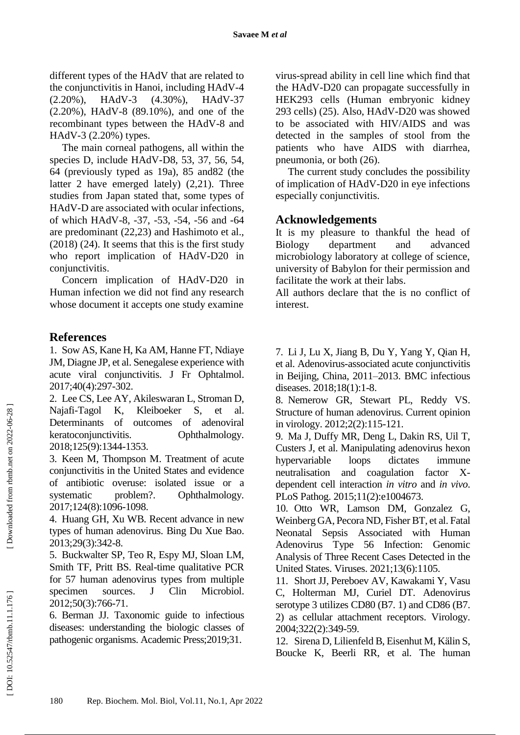different types of the HAdV that are related to the conjunctivitis in Hanoi, including HAdV-4 (2.20%), HAdV-3 (4.30%), HAdV-37 (2.20%), HAdV-8 (89.10%), and one of the recombinant types between the HAdV-8 and HAdV-3 (2.20%) types.

The main corneal pathogens, all within the species D, include HAdV-D8, 53, 37, 56, 54, 64 (previously typed as 19a), 85 and82 (the latter 2 have emerged lately) (2,21). Three studies from Japan stated that, some types of HAdV-D are associated with ocular infections, of which HAdV-8, -37, -53, -54, -56 and -64 are predominant (22,23) and Hashimoto et al., (2018) (24). It seems that this is the first study who report implication of HAdV-D20 in conjunctivitis.

Concern implication of HAdV-D20 in Human infection we did not find any research whose document it accepts one study examine virus-spread ability in cell line which find that the HAdV-D20 can propagate successfully in HEK293 cells (Human embryonic kidney 293 cells) (25). Also, HAdV-D20 was showed to be associated with HIV/AIDS and was detected in the samples of stool from the patients who have AIDS with diarrhea, pneumonia, or both (26).

The current study concludes the possibility of implication of HAdV-D20 in eye infections especially conjunctivitis.

## Acknowledgements

It is my pleasure to thankful the head of Biology department and advanced microbiology laboratory at college of science, university of Babylon for their permission and facilitate the work at their labs.

All authors declare that the is no conflict of interest.

## References

1. Sow AS, Kane H, Ka AM, Hanne FT, Ndiaye JM, Diagne JP, et al. Senegalese experience with acute viral conjunctivitis. J Fr Ophtalmol. 2017;40(4):297-302.
2. Lee CS, Lee AY, Akileswaran L, Stroman D, Najafi-Tagol K, Kleiboeker S, et al. Determinants of outcomes of adenoviral keratoconjunctivitis. Ophthalmology. 2018;125(9):1344-1353.
3. Keen M, Thompson M. Treatment of acute conjunctivitis in the United States and evidence of antibiotic overuse: isolated issue or a systematic problem?. Ophthalmology. 2017;124(8):1096-1098.
4. Huang GH, Xu WB. Recent advance in new types of human adenovirus. Bing Du Xue Bao. 2013;29(3):342-8.
5. Buckwalter SP, Teo R, Espy MJ, Sloan LM, Smith TF, Pritt BS. Real-time qualitative PCR for 57 human adenovirus types from multiple specimen sources. J Clin Microbiol. 2012;50(3):766-71.
6. Berman JJ. Taxonomic guide to infectious diseases: understanding the biologic classes of pathogenic organisms. Academic Press;2019;31.
7. Li J, Lu X, Jiang B, Du Y, Yang Y, Qian H, et al. Adenovirus-associated acute conjunctivitis in Beijing, China, 2011–2013. BMC infectious diseases. 2018;18(1):1-8.
8. Nemerow GR, Stewart PL, Reddy VS. Structure of human adenovirus. Current opinion in virology. 2012;2(2):115-121.
9. Ma J, Duffy MR, Deng L, Dakin RS, Uil T, Custers J, et al. Manipulating adenovirus hexon hypervariable loops dictates immune neutralisation and coagulation factor X-dependent cell interaction *in vitro* and *in vivo*. PLoS Pathog. 2015;11(2):e1004673.
10. Otto WR, Lamson DM, Gonzalez G, Weinberg GA, Pecora ND, Fisher BT, et al. Fatal Neonatal Sepsis Associated with Human Adenovirus Type 56 Infection: Genomic Analysis of Three Recent Cases Detected in the United States. Viruses. 2021;13(6):1105.
11. Short JJ, Pereboev AV, Kawakami Y, Vasu C, Holterman MJ, Curiel DT. Adenovirus serotype 3 utilizes CD80 (B7. 1) and CD86 (B7. 2) as cellular attachment receptors. Virology. 2004;322(2):349-59.
12. Sirena D, Lilienfeld B, Eisenhut M, Kälin S, Boucke K, Beerli RR, et al. The human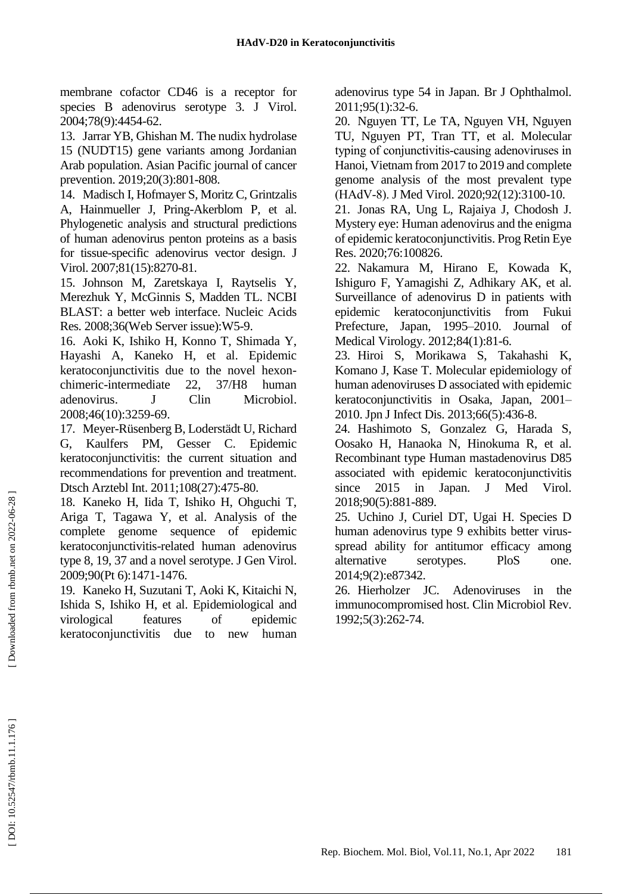membrane cofactor CD46 is a receptor for species B adenovirus serotype 3. J Virol. 2004;78(9):4454-62.

13. Jarrar YB, Ghishan M. The nudix hydrolase 15 (NUDT15) gene variants among Jordanian Arab population. Asian Pacific journal of cancer prevention. 2019;20(3):801-808.

14. Madisch I, Hofmayer S, Moritz C, Grintzalis A, Hainmueller J, Pring-Akerblom P, et al. Phylogenetic analysis and structural predictions of human adenovirus penton proteins as a basis for tissue-specific adenovirus vector design. J Virol. 2007;81(15):8270-81.

15. Johnson M, Zaretskaya I, Raytselis Y, Merezhuk Y, McGinnis S, Madden TL. NCBI BLAST: a better web interface. Nucleic Acids Res. 2008;36(Web Server issue):W5-9.

16. Aoki K, Ishiko H, Konno T, Shimada Y, Hayashi A, Kaneko H, et al. Epidemic keratoconjunctivitis due to the novel hexon-chimeric-intermediate 22, 37/H8 human adenovirus. J Clin Microbiol. 2008;46(10):3259-69.

17. Meyer-Rüsenberg B, Loderstädt U, Richard G, Kaulfers PM, Gesser C. Epidemic keratoconjunctivitis: the current situation and recommendations for prevention and treatment. Dtsch Arztebl Int. 2011;108(27):475-80.

18. Kaneko H, Iida T, Ishiko H, Ohguchi T, Ariga T, Tagawa Y, et al. Analysis of the complete genome sequence of epidemic keratoconjunctivitis-related human adenovirus type 8, 19, 37 and a novel serotype. J Gen Virol. 2009;90(Pt 6):1471-1476.

19. Kaneko H, Suzutani T, Aoki K, Kitaichi N, Ishida S, Ishiko H, et al. Epidemiological and virological features of epidemic keratoconjunctivitis due to new human adenovirus type 54 in Japan. Br J Ophthalmol. 2011;95(1):32-6.

20. Nguyen TT, Le TA, Nguyen VH, Nguyen TU, Nguyen PT, Tran TT, et al. Molecular typing of conjunctivitis-causing adenoviruses in Hanoi, Vietnam from 2017 to 2019 and complete genome analysis of the most prevalent type (HAdV-8). J Med Virol. 2020;92(12):3100-10.

21. Jonas RA, Ung L, Rajaiya J, Chodosh J. Mystery eye: Human adenovirus and the enigma of epidemic keratoconjunctivitis. Prog Retin Eye Res. 2020;76:100826.

22. Nakamura M, Hirano E, Kowada K, Ishiguro F, Yamagishi Z, Adhikary AK, et al. Surveillance of adenovirus D in patients with epidemic keratoconjunctivitis from Fukui Prefecture, Japan, 1995–2010. Journal of Medical Virology. 2012;84(1):81-6.

23. Hiroi S, Morikawa S, Takahashi K, Komano J, Kase T. Molecular epidemiology of human adenoviruses D associated with epidemic keratoconjunctivitis in Osaka, Japan, 2001–2010. Jpn J Infect Dis. 2013;66(5):436-8.

24. Hashimoto S, Gonzalez G, Harada S, Oosako H, Hanaoka N, Hinokuma R, et al. Recombinant type Human mastadenovirus D85 associated with epidemic keratoconjunctivitis since 2015 in Japan. J Med Virol. 2018;90(5):881-889.

25. Uchino J, Curiel DT, Ugai H. Species D human adenovirus type 9 exhibits better virus-spread ability for antitumor efficacy among alternative serotypes. PloS one. 2014;9(2):e87342.

26. Hierholzer JC. Adenoviruses in the immunocompromised host. Clin Microbiol Rev. 1992;5(3):262-74.